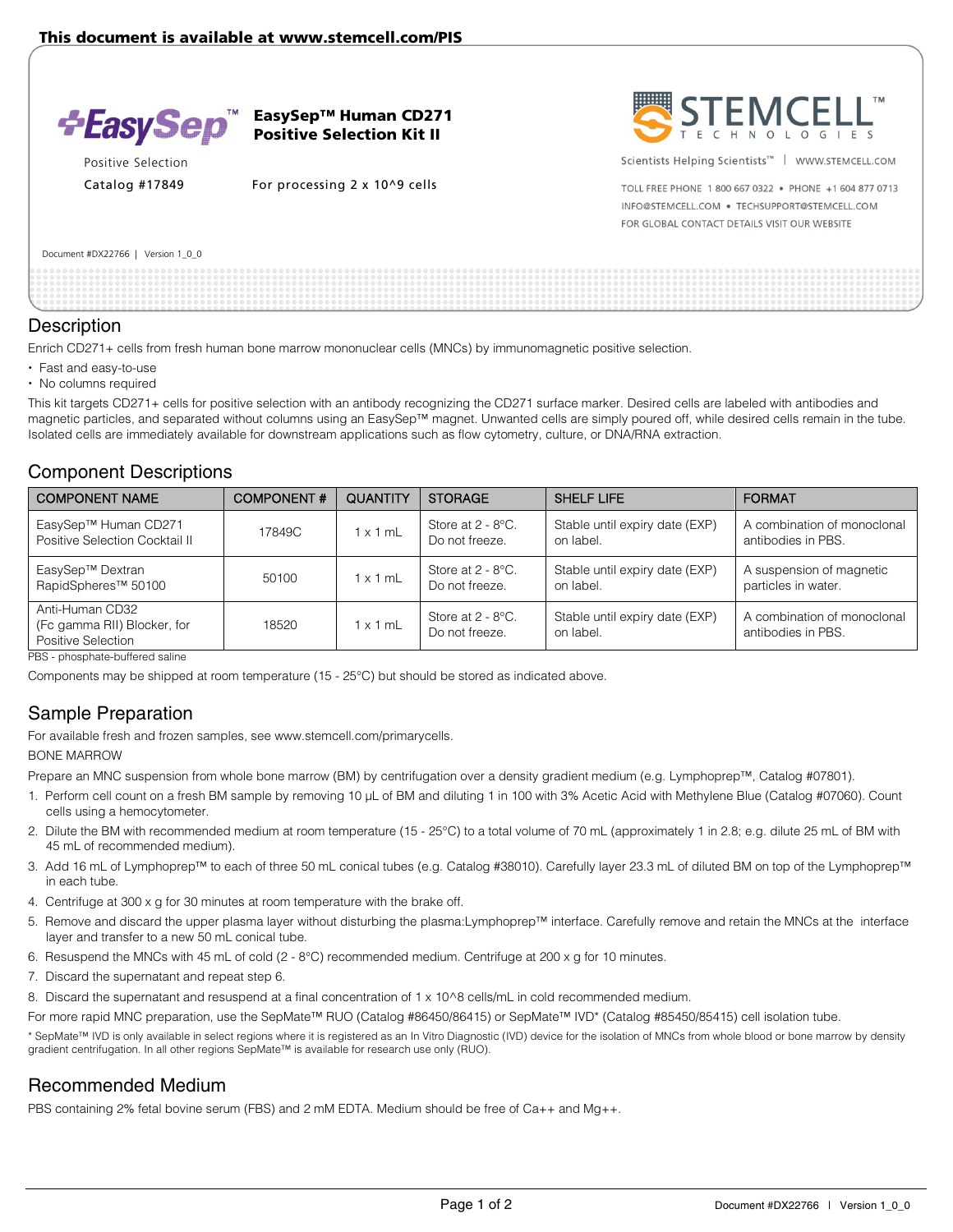This document is available at www.stemcell.com/PIS

# EasySep™ Human CD271 Positive Selection Kit II

Positive Selection

Catalog #17849

For processing 2 x 10^9 cells

Scientists Helping Scientists™ | WWW.STEMCELL.COM

TOLL FREE PHONE 1 800 667 0322 • PHONE +1 604 877 0713
INFO@STEMCELL.COM • TECHSUPPORT@STEMCELL.COM
FOR GLOBAL CONTACT DETAILS VISIT OUR WEBSITE

Document #DX22766 | Version 1_0_0

## Description

Enrich CD271+ cells from fresh human bone marrow mononuclear cells (MNCs) by immunomagnetic positive selection.

- Fast and easy-to-use
- No columns required

This kit targets CD271+ cells for positive selection with an antibody recognizing the CD271 surface marker. Desired cells are labeled with antibodies and magnetic particles, and separated without columns using an EasySep™ magnet. Unwanted cells are simply poured off, while desired cells remain in the tube. Isolated cells are immediately available for downstream applications such as flow cytometry, culture, or DNA/RNA extraction.

## Component Descriptions

| COMPONENT NAME | COMPONENT # | QUANTITY | STORAGE | SHELF LIFE | FORMAT |
|---|---|---|---|---|---|
| EasySep™ Human CD271 Positive Selection Cocktail II | 17849C | 1 x 1 mL | Store at 2 - 8°C. Do not freeze. | Stable until expiry date (EXP) on label. | A combination of monoclonal antibodies in PBS. |
| EasySep™ Dextran RapidSpheres™ 50100 | 50100 | 1 x 1 mL | Store at 2 - 8°C. Do not freeze. | Stable until expiry date (EXP) on label. | A suspension of magnetic particles in water. |
| Anti-Human CD32 (Fc gamma RII) Blocker, for Positive Selection | 18520 | 1 x 1 mL | Store at 2 - 8°C. Do not freeze. | Stable until expiry date (EXP) on label. | A combination of monoclonal antibodies in PBS. |

PBS - phosphate-buffered saline

Components may be shipped at room temperature (15 - 25°C) but should be stored as indicated above.

## Sample Preparation

For available fresh and frozen samples, see www.stemcell.com/primarycells.

BONE MARROW

Prepare an MNC suspension from whole bone marrow (BM) by centrifugation over a density gradient medium (e.g. Lymphoprep™, Catalog #07801).

1. Perform cell count on a fresh BM sample by removing 10 µL of BM and diluting 1 in 100 with 3% Acetic Acid with Methylene Blue (Catalog #07060). Count cells using a hemocytometer.
2. Dilute the BM with recommended medium at room temperature (15 - 25°C) to a total volume of 70 mL (approximately 1 in 2.8; e.g. dilute 25 mL of BM with 45 mL of recommended medium).
3. Add 16 mL of Lymphoprep™ to each of three 50 mL conical tubes (e.g. Catalog #38010). Carefully layer 23.3 mL of diluted BM on top of the Lymphoprep™ in each tube.
4. Centrifuge at 300 x g for 30 minutes at room temperature with the brake off.
5. Remove and discard the upper plasma layer without disturbing the plasma:Lymphoprep™ interface. Carefully remove and retain the MNCs at the interface layer and transfer to a new 50 mL conical tube.
6. Resuspend the MNCs with 45 mL of cold (2 - 8°C) recommended medium. Centrifuge at 200 x g for 10 minutes.
7. Discard the supernatant and repeat step 6.
8. Discard the supernatant and resuspend at a final concentration of 1 x 10^8 cells/mL in cold recommended medium.

For more rapid MNC preparation, use the SepMate™ RUO (Catalog #86450/86415) or SepMate™ IVD* (Catalog #85450/85415) cell isolation tube.

\* SepMate™ IVD is only available in select regions where it is registered as an In Vitro Diagnostic (IVD) device for the isolation of MNCs from whole blood or bone marrow by density gradient centrifugation. In all other regions SepMate™ is available for research use only (RUO).

## Recommended Medium

PBS containing 2% fetal bovine serum (FBS) and 2 mM EDTA. Medium should be free of Ca++ and Mg++.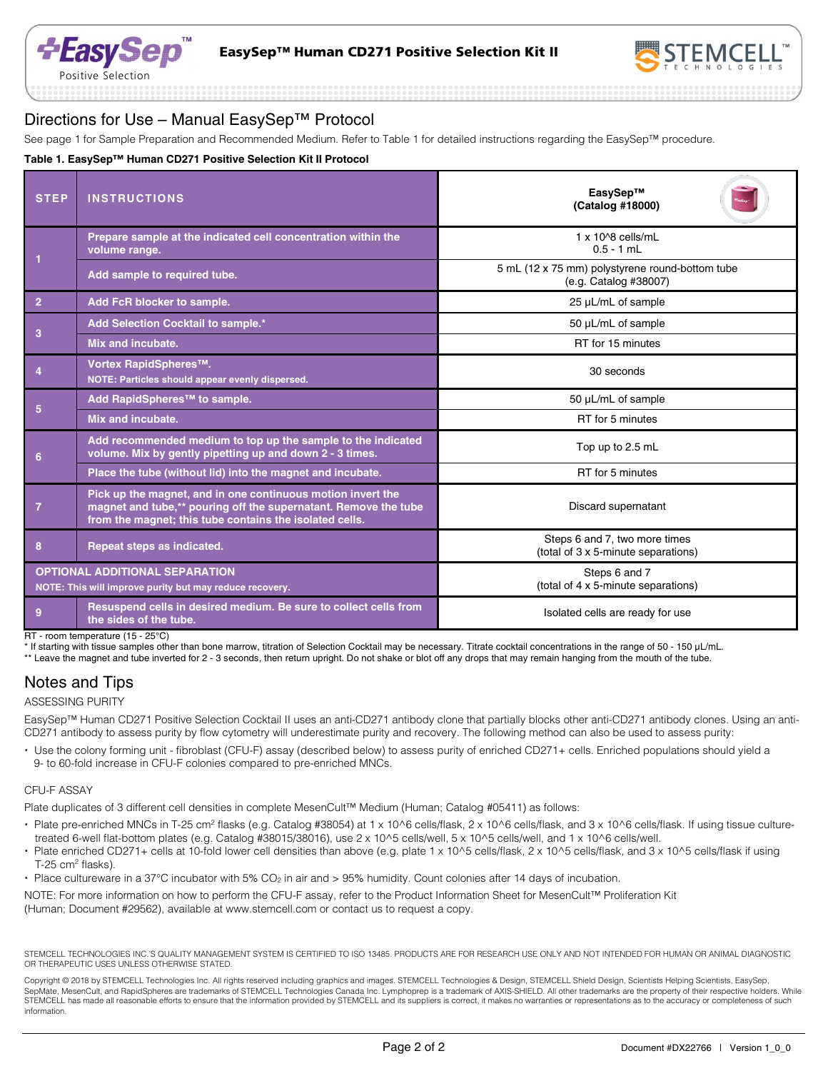# Directions for Use – Manual EasySep™ Protocol

See page 1 for Sample Preparation and Recommended Medium. Refer to Table 1 for detailed instructions regarding the EasySep™ procedure.

**Table 1. EasySep™ Human CD271 Positive Selection Kit II Protocol**

| STEP | INSTRUCTIONS | EasySep™ (Catalog #18000) |
|---|---|---|
| 1 | Prepare sample at the indicated cell concentration within the volume range. | 1 x 10^8 cells/mL<br>0.5 - 1 mL |
| | Add sample to required tube. | 5 mL (12 x 75 mm) polystyrene round-bottom tube (e.g. Catalog #38007) |
| 2 | Add FcR blocker to sample. | 25 µL/mL of sample |
| 3 | Add Selection Cocktail to sample.* | 50 µL/mL of sample |
| | Mix and incubate. | RT for 15 minutes |
| 4 | Vortex RapidSpheres™.<br>NOTE: Particles should appear evenly dispersed. | 30 seconds |
| 5 | Add RapidSpheres™ to sample. | 50 µL/mL of sample |
| | Mix and incubate. | RT for 5 minutes |
| 6 | Add recommended medium to top up the sample to the indicated volume. Mix by gently pipetting up and down 2 - 3 times. | Top up to 2.5 mL |
| | Place the tube (without lid) into the magnet and incubate. | RT for 5 minutes |
| 7 | Pick up the magnet, and in one continuous motion invert the magnet and tube,** pouring off the supernatant. Remove the tube from the magnet; this tube contains the isolated cells. | Discard supernatant |
| 8 | Repeat steps as indicated. | Steps 6 and 7, two more times<br>(total of 3 x 5-minute separations) |
| OPTIONAL ADDITIONAL SEPARATION<br>NOTE: This will improve purity but may reduce recovery. | | Steps 6 and 7<br>(total of 4 x 5-minute separations) |
| 9 | Resuspend cells in desired medium. Be sure to collect cells from the sides of the tube. | Isolated cells are ready for use |

RT - room temperature (15 - 25°C)

\* If starting with tissue samples other than bone marrow, titration of Selection Cocktail may be necessary. Titrate cocktail concentrations in the range of 50 - 150 µL/mL.

\*\* Leave the magnet and tube inverted for 2 - 3 seconds, then return upright. Do not shake or blot off any drops that may remain hanging from the mouth of the tube.

# Notes and Tips

## ASSESSING PURITY

EasySep™ Human CD271 Positive Selection Cocktail II uses an anti-CD271 antibody clone that partially blocks other anti-CD271 antibody clones. Using an anti-CD271 antibody to assess purity by flow cytometry will underestimate purity and recovery. The following method can also be used to assess purity:

- Use the colony forming unit - fibroblast (CFU-F) assay (described below) to assess purity of enriched CD271+ cells. Enriched populations should yield a 9- to 60-fold increase in CFU-F colonies compared to pre-enriched MNCs.

## CFU-F ASSAY

Plate duplicates of 3 different cell densities in complete MesenCult™ Medium (Human; Catalog #05411) as follows:

- Plate pre-enriched MNCs in T-25 cm² flasks (e.g. Catalog #38054) at 1 x 10^6 cells/flask, 2 x 10^6 cells/flask, and 3 x 10^6 cells/flask. If using tissue culture-treated 6-well flat-bottom plates (e.g. Catalog #38015/38016), use 2 x 10^5 cells/well, 5 x 10^5 cells/well, and 1 x 10^6 cells/well.
- Plate enriched CD271+ cells at 10-fold lower cell densities than above (e.g. plate 1 x 10^5 cells/flask, 2 x 10^5 cells/flask, and 3 x 10^5 cells/flask if using T-25 cm² flasks).
- Place cultureware in a 37°C incubator with 5% $CO_2$ in air and > 95% humidity. Count colonies after 14 days of incubation.

NOTE: For more information on how to perform the CFU-F assay, refer to the Product Information Sheet for MesenCult™ Proliferation Kit (Human; Document #29562), available at www.stemcell.com or contact us to request a copy.

STEMCELL TECHNOLOGIES INC.'S QUALITY MANAGEMENT SYSTEM IS CERTIFIED TO ISO 13485. PRODUCTS ARE FOR RESEARCH USE ONLY AND NOT INTENDED FOR HUMAN OR ANIMAL DIAGNOSTIC OR THERAPEUTIC USES UNLESS OTHERWISE STATED.

Copyright © 2018 by STEMCELL Technologies Inc. All rights reserved including graphics and images. STEMCELL Technologies & Design, STEMCELL Shield Design, Scientists Helping Scientists, EasySep, SepMate, MesenCult, and RapidSpheres are trademarks of STEMCELL Technologies Canada Inc. Lymphoprep is a trademark of AXIS-SHIELD. All other trademarks are the property of their respective holders. While STEMCELL has made all reasonable efforts to ensure that the information provided by STEMCELL and its suppliers is correct, it makes no warranties or representations as to the accuracy or completeness of such information.

Document #DX22766 | Version 1_0_0